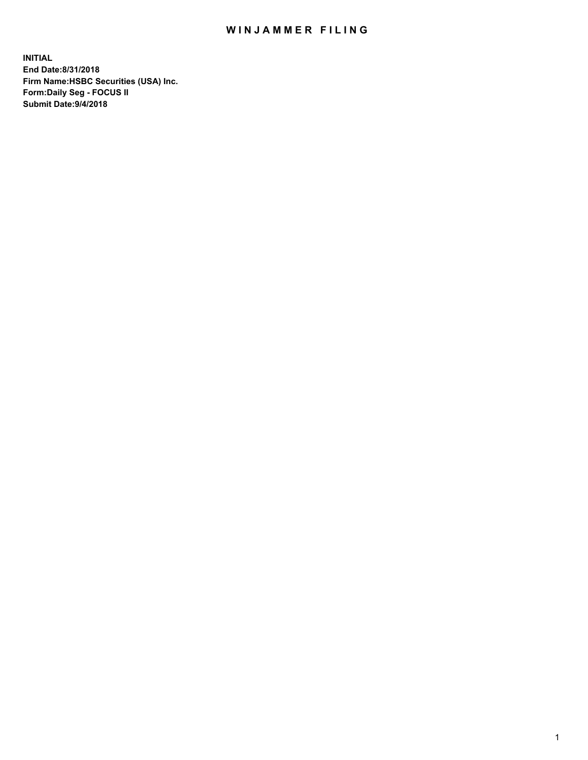# WINJAMMER FILING

**INITIAL**
**End Date:8/31/2018**
**Firm Name:HSBC Securities (USA) Inc.**
**Form:Daily Seg - FOCUS II**
**Submit Date:9/4/2018**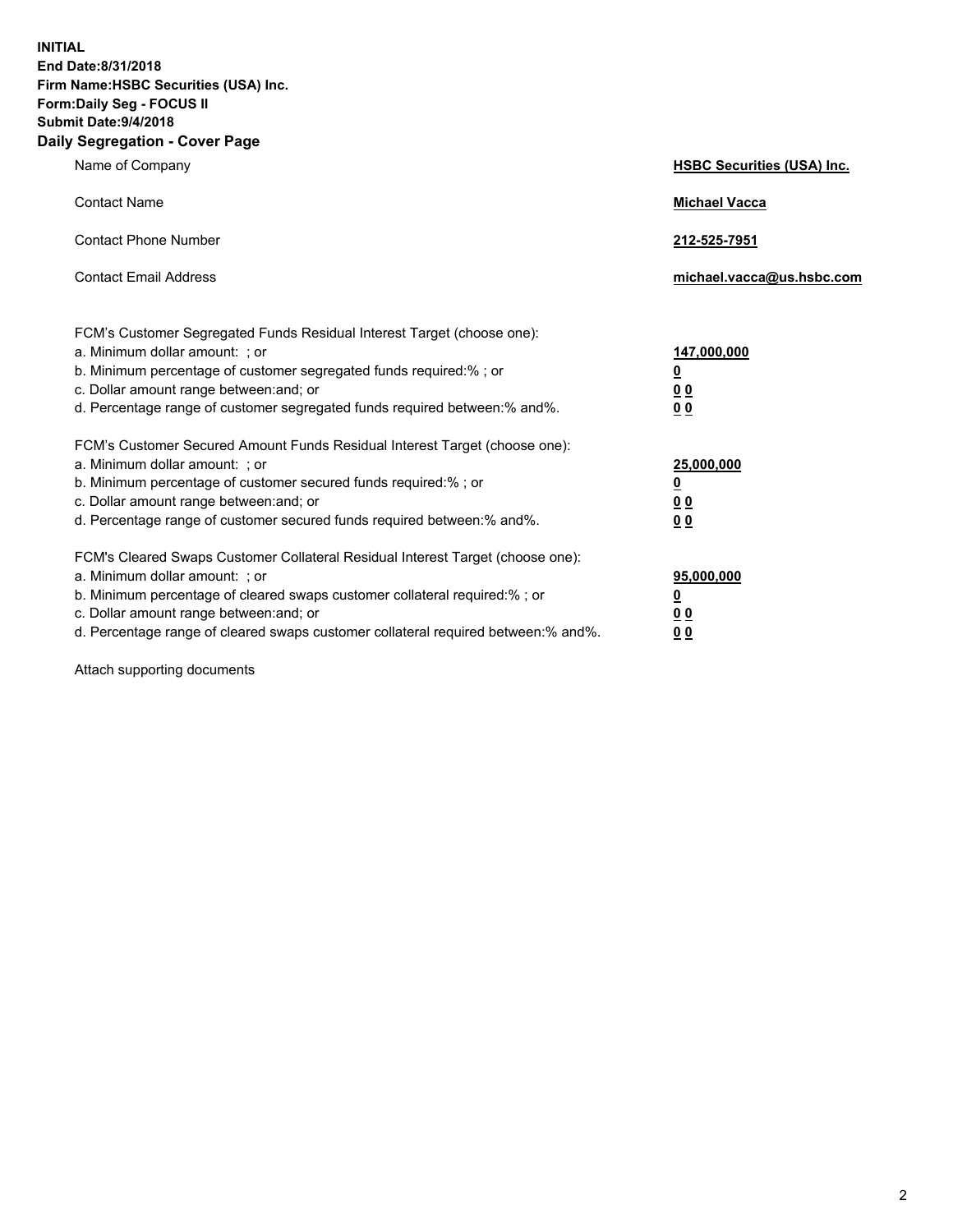**INITIAL**
**End Date:8/31/2018**
**Firm Name:HSBC Securities (USA) Inc.**
**Form:Daily Seg - FOCUS II**
**Submit Date:9/4/2018**

## Daily Segregation - Cover Page

| | |
|---|---|
| Name of Company | **HSBC Securities (USA) Inc.** |
| Contact Name | **Michael Vacca** |
| Contact Phone Number | **212-525-7951** |
| Contact Email Address | **michael.vacca@us.hsbc.com** |

| | |
|---|---|
| FCM's Customer Segregated Funds Residual Interest Target (choose one): | |
| a. Minimum dollar amount: ; or | **147,000,000** |
| b. Minimum percentage of customer segregated funds required:% ; or | **0** |
| c. Dollar amount range between:and; or | **0 0** |
| d. Percentage range of customer segregated funds required between:% and%. | **0 0** |
| FCM's Customer Secured Amount Funds Residual Interest Target (choose one): | |
| a. Minimum dollar amount: ; or | **25,000,000** |
| b. Minimum percentage of customer secured funds required:% ; or | **0** |
| c. Dollar amount range between:and; or | **0 0** |
| d. Percentage range of customer secured funds required between:% and%. | **0 0** |
| FCM's Cleared Swaps Customer Collateral Residual Interest Target (choose one): | |
| a. Minimum dollar amount: ; or | **95,000,000** |
| b. Minimum percentage of cleared swaps customer collateral required:% ; or | **0** |
| c. Dollar amount range between:and; or | **0 0** |
| d. Percentage range of cleared swaps customer collateral required between:% and%. | **0 0** |

Attach supporting documents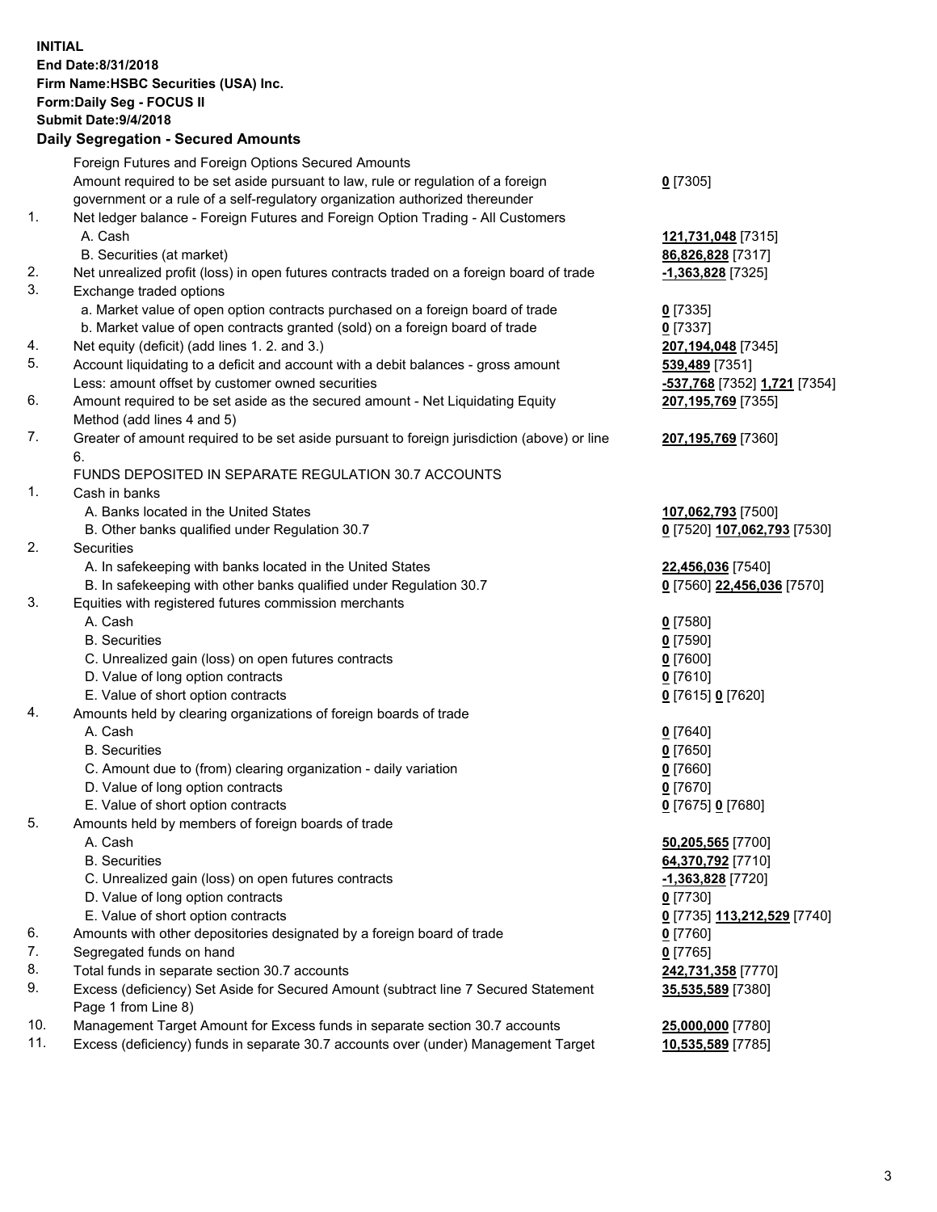**INITIAL**
**End Date:8/31/2018**
**Firm Name:HSBC Securities (USA) Inc.**
**Form:Daily Seg - FOCUS II**
**Submit Date:9/4/2018**

## Daily Segregation - Secured Amounts

| | | |
|---|---|---|
| | Foreign Futures and Foreign Options Secured Amounts | |
| | Amount required to be set aside pursuant to law, rule or regulation of a foreign government or a rule of a self-regulatory organization authorized thereunder | **0** [7305] |
| 1. | Net ledger balance - Foreign Futures and Foreign Option Trading - All Customers | |
| | A. Cash | **121,731,048** [7315] |
| | B. Securities (at market) | **86,826,828** [7317] |
| 2. | Net unrealized profit (loss) in open futures contracts traded on a foreign board of trade | **-1,363,828** [7325] |
| 3. | Exchange traded options | |
| | a. Market value of open option contracts purchased on a foreign board of trade | **0** [7335] |
| | b. Market value of open contracts granted (sold) on a foreign board of trade | **0** [7337] |
| 4. | Net equity (deficit) (add lines 1. 2. and 3.) | **207,194,048** [7345] |
| 5. | Account liquidating to a deficit and account with a debit balances - gross amount | **539,489** [7351] |
| | Less: amount offset by customer owned securities | **-537,768** [7352] **1,721** [7354] |
| 6. | Amount required to be set aside as the secured amount - Net Liquidating Equity Method (add lines 4 and 5) | **207,195,769** [7355] |
| 7. | Greater of amount required to be set aside pursuant to foreign jurisdiction (above) or line 6. | **207,195,769** [7360] |
| | FUNDS DEPOSITED IN SEPARATE REGULATION 30.7 ACCOUNTS | |
| 1. | Cash in banks | |
| | A. Banks located in the United States | **107,062,793** [7500] |
| | B. Other banks qualified under Regulation 30.7 | **0** [7520] **107,062,793** [7530] |
| 2. | Securities | |
| | A. In safekeeping with banks located in the United States | **22,456,036** [7540] |
| | B. In safekeeping with other banks qualified under Regulation 30.7 | **0** [7560] **22,456,036** [7570] |
| 3. | Equities with registered futures commission merchants | |
| | A. Cash | **0** [7580] |
| | B. Securities | **0** [7590] |
| | C. Unrealized gain (loss) on open futures contracts | **0** [7600] |
| | D. Value of long option contracts | **0** [7610] |
| | E. Value of short option contracts | **0** [7615] **0** [7620] |
| 4. | Amounts held by clearing organizations of foreign boards of trade | |
| | A. Cash | **0** [7640] |
| | B. Securities | **0** [7650] |
| | C. Amount due to (from) clearing organization - daily variation | **0** [7660] |
| | D. Value of long option contracts | **0** [7670] |
| | E. Value of short option contracts | **0** [7675] **0** [7680] |
| 5. | Amounts held by members of foreign boards of trade | |
| | A. Cash | **50,205,565** [7700] |
| | B. Securities | **64,370,792** [7710] |
| | C. Unrealized gain (loss) on open futures contracts | **-1,363,828** [7720] |
| | D. Value of long option contracts | **0** [7730] |
| | E. Value of short option contracts | **0** [7735] **113,212,529** [7740] |
| 6. | Amounts with other depositories designated by a foreign board of trade | **0** [7760] |
| 7. | Segregated funds on hand | **0** [7765] |
| 8. | Total funds in separate section 30.7 accounts | **242,731,358** [7770] |
| 9. | Excess (deficiency) Set Aside for Secured Amount (subtract line 7 Secured Statement Page 1 from Line 8) | **35,535,589** [7380] |
| 10. | Management Target Amount for Excess funds in separate section 30.7 accounts | **25,000,000** [7780] |
| 11. | Excess (deficiency) funds in separate 30.7 accounts over (under) Management Target | **10,535,589** [7785] |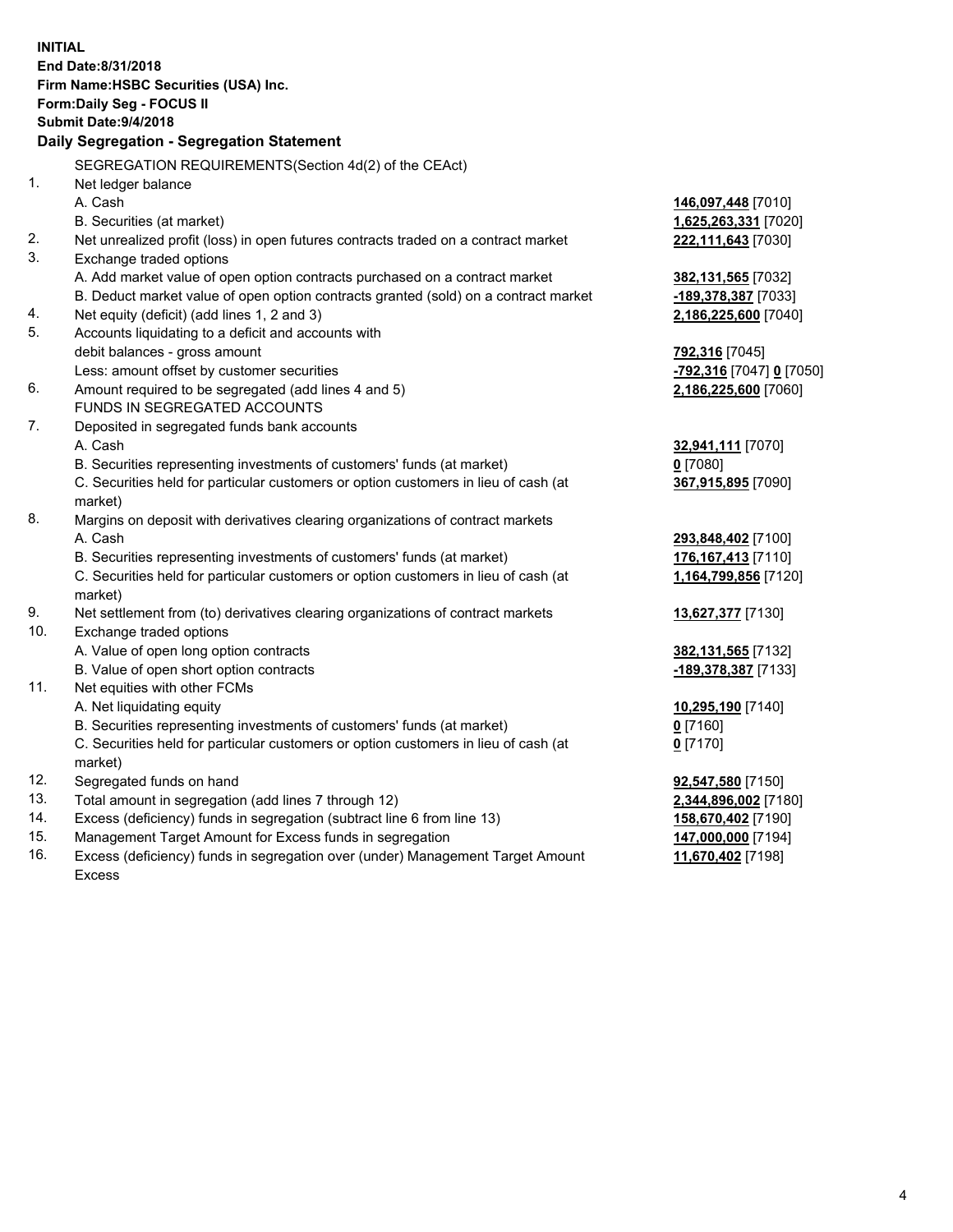**INITIAL**
**End Date:8/31/2018**
**Firm Name:HSBC Securities (USA) Inc.**
**Form:Daily Seg - FOCUS II**
**Submit Date:9/4/2018**

**Daily Segregation - Segregation Statement**

| | | |
|---|---|---|
| | SEGREGATION REQUIREMENTS(Section 4d(2) of the CEAct) | |
| 1. | Net ledger balance | |
| | A. Cash | **146,097,448** [7010] |
| | B. Securities (at market) | **1,625,263,331** [7020] |
| 2. | Net unrealized profit (loss) in open futures contracts traded on a contract market | **222,111,643** [7030] |
| 3. | Exchange traded options | |
| | A. Add market value of open option contracts purchased on a contract market | **382,131,565** [7032] |
| | B. Deduct market value of open option contracts granted (sold) on a contract market | **-189,378,387** [7033] |
| 4. | Net equity (deficit) (add lines 1, 2 and 3) | **2,186,225,600** [7040] |
| 5. | Accounts liquidating to a deficit and accounts with | |
| | debit balances - gross amount | **792,316** [7045] |
| | Less: amount offset by customer securities | **-792,316** [7047] **0** [7050] |
| 6. | Amount required to be segregated (add lines 4 and 5) | **2,186,225,600** [7060] |
| | FUNDS IN SEGREGATED ACCOUNTS | |
| 7. | Deposited in segregated funds bank accounts | |
| | A. Cash | **32,941,111** [7070] |
| | B. Securities representing investments of customers' funds (at market) | **0** [7080] |
| | C. Securities held for particular customers or option customers in lieu of cash (at market) | **367,915,895** [7090] |
| 8. | Margins on deposit with derivatives clearing organizations of contract markets | |
| | A. Cash | **293,848,402** [7100] |
| | B. Securities representing investments of customers' funds (at market) | **176,167,413** [7110] |
| | C. Securities held for particular customers or option customers in lieu of cash (at market) | **1,164,799,856** [7120] |
| 9. | Net settlement from (to) derivatives clearing organizations of contract markets | **13,627,377** [7130] |
| 10. | Exchange traded options | |
| | A. Value of open long option contracts | **382,131,565** [7132] |
| | B. Value of open short option contracts | **-189,378,387** [7133] |
| 11. | Net equities with other FCMs | |
| | A. Net liquidating equity | **10,295,190** [7140] |
| | B. Securities representing investments of customers' funds (at market) | **0** [7160] |
| | C. Securities held for particular customers or option customers in lieu of cash (at market) | **0** [7170] |
| 12. | Segregated funds on hand | **92,547,580** [7150] |
| 13. | Total amount in segregation (add lines 7 through 12) | **2,344,896,002** [7180] |
| 14. | Excess (deficiency) funds in segregation (subtract line 6 from line 13) | **158,670,402** [7190] |
| 15. | Management Target Amount for Excess funds in segregation | **147,000,000** [7194] |
| 16. | Excess (deficiency) funds in segregation over (under) Management Target Amount Excess | **11,670,402** [7198] |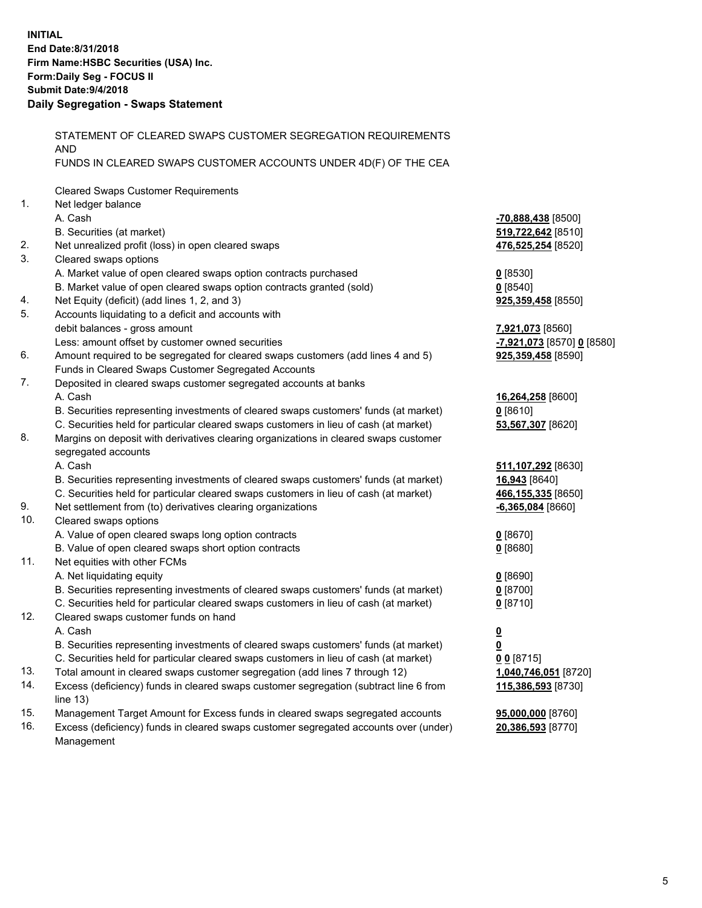**INITIAL**
**End Date:8/31/2018**
**Firm Name:HSBC Securities (USA) Inc.**
**Form:Daily Seg - FOCUS II**
**Submit Date:9/4/2018**
**Daily Segregation - Swaps Statement**

STATEMENT OF CLEARED SWAPS CUSTOMER SEGREGATION REQUIREMENTS AND FUNDS IN CLEARED SWAPS CUSTOMER ACCOUNTS UNDER 4D(F) OF THE CEA

| | | |
|---|---|---|
| | Cleared Swaps Customer Requirements | |
| 1. | Net ledger balance | |
| | A. Cash | **-70,888,438** [8500] |
| | B. Securities (at market) | **519,722,642** [8510] |
| 2. | Net unrealized profit (loss) in open cleared swaps | **476,525,254** [8520] |
| 3. | Cleared swaps options | |
| | A. Market value of open cleared swaps option contracts purchased | **0** [8530] |
| | B. Market value of open cleared swaps option contracts granted (sold) | **0** [8540] |
| 4. | Net Equity (deficit) (add lines 1, 2, and 3) | **925,359,458** [8550] |
| 5. | Accounts liquidating to a deficit and accounts with | |
| | debit balances - gross amount | **7,921,073** [8560] |
| | Less: amount offset by customer owned securities | **-7,921,073** [8570] **0** [8580] |
| 6. | Amount required to be segregated for cleared swaps customers (add lines 4 and 5) | **925,359,458** [8590] |
| | Funds in Cleared Swaps Customer Segregated Accounts | |
| 7. | Deposited in cleared swaps customer segregated accounts at banks | |
| | A. Cash | **16,264,258** [8600] |
| | B. Securities representing investments of cleared swaps customers' funds (at market) | **0** [8610] |
| | C. Securities held for particular cleared swaps customers in lieu of cash (at market) | **53,567,307** [8620] |
| 8. | Margins on deposit with derivatives clearing organizations in cleared swaps customer segregated accounts | |
| | A. Cash | **511,107,292** [8630] |
| | B. Securities representing investments of cleared swaps customers' funds (at market) | **16,943** [8640] |
| | C. Securities held for particular cleared swaps customers in lieu of cash (at market) | **466,155,335** [8650] |
| 9. | Net settlement from (to) derivatives clearing organizations | **-6,365,084** [8660] |
| 10. | Cleared swaps options | |
| | A. Value of open cleared swaps long option contracts | **0** [8670] |
| | B. Value of open cleared swaps short option contracts | **0** [8680] |
| 11. | Net equities with other FCMs | |
| | A. Net liquidating equity | **0** [8690] |
| | B. Securities representing investments of cleared swaps customers' funds (at market) | **0** [8700] |
| | C. Securities held for particular cleared swaps customers in lieu of cash (at market) | **0** [8710] |
| 12. | Cleared swaps customer funds on hand | |
| | A. Cash | **0** |
| | B. Securities representing investments of cleared swaps customers' funds (at market) | **0** |
| | C. Securities held for particular cleared swaps customers in lieu of cash (at market) | **0** **0** [8715] |
| 13. | Total amount in cleared swaps customer segregation (add lines 7 through 12) | **1,040,746,051** [8720] |
| 14. | Excess (deficiency) funds in cleared swaps customer segregation (subtract line 6 from line 13) | **115,386,593** [8730] |
| 15. | Management Target Amount for Excess funds in cleared swaps segregated accounts | **95,000,000** [8760] |
| 16. | Excess (deficiency) funds in cleared swaps customer segregated accounts over (under) Management | **20,386,593** [8770] |